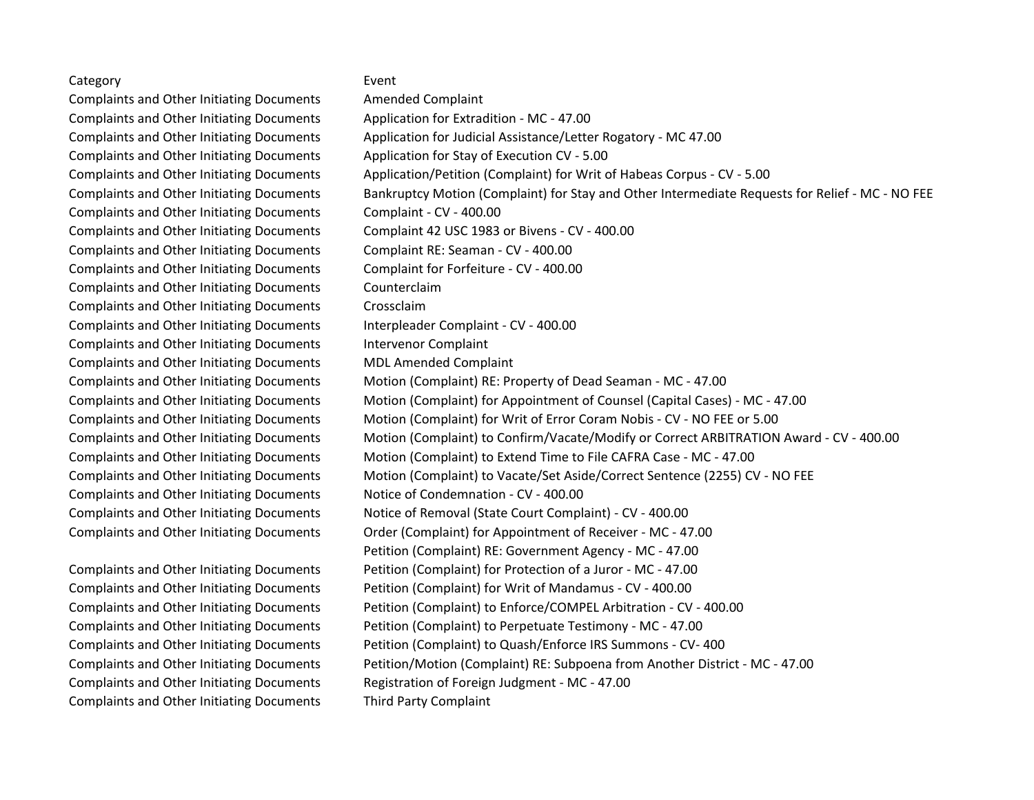| Category | Event |
|---|---|
| Complaints and Other Initiating Documents | Amended Complaint |
| Complaints and Other Initiating Documents | Application for Extradition - MC - 47.00 |
| Complaints and Other Initiating Documents | Application for Judicial Assistance/Letter Rogatory - MC 47.00 |
| Complaints and Other Initiating Documents | Application for Stay of Execution CV - 5.00 |
| Complaints and Other Initiating Documents | Application/Petition (Complaint) for Writ of Habeas Corpus - CV - 5.00 |
| Complaints and Other Initiating Documents | Bankruptcy Motion (Complaint) for Stay and Other Intermediate Requests for Relief - MC - NO FEE |
| Complaints and Other Initiating Documents | Complaint - CV - 400.00 |
| Complaints and Other Initiating Documents | Complaint 42 USC 1983 or Bivens - CV - 400.00 |
| Complaints and Other Initiating Documents | Complaint RE: Seaman - CV - 400.00 |
| Complaints and Other Initiating Documents | Complaint for Forfeiture - CV - 400.00 |
| Complaints and Other Initiating Documents | Counterclaim |
| Complaints and Other Initiating Documents | Crossclaim |
| Complaints and Other Initiating Documents | Interpleader Complaint - CV - 400.00 |
| Complaints and Other Initiating Documents | Intervenor Complaint |
| Complaints and Other Initiating Documents | MDL Amended Complaint |
| Complaints and Other Initiating Documents | Motion (Complaint) RE: Property of Dead Seaman - MC - 47.00 |
| Complaints and Other Initiating Documents | Motion (Complaint) for Appointment of Counsel (Capital Cases) - MC - 47.00 |
| Complaints and Other Initiating Documents | Motion (Complaint) for Writ of Error Coram Nobis - CV - NO FEE or 5.00 |
| Complaints and Other Initiating Documents | Motion (Complaint) to Confirm/Vacate/Modify or Correct ARBITRATION Award - CV - 400.00 |
| Complaints and Other Initiating Documents | Motion (Complaint) to Extend Time to File CAFRA Case - MC - 47.00 |
| Complaints and Other Initiating Documents | Motion (Complaint) to Vacate/Set Aside/Correct Sentence (2255) CV - NO FEE |
| Complaints and Other Initiating Documents | Notice of Condemnation - CV - 400.00 |
| Complaints and Other Initiating Documents | Notice of Removal (State Court Complaint) - CV - 400.00 |
| Complaints and Other Initiating Documents | Order (Complaint) for Appointment of Receiver - MC - 47.00 |
| | Petition (Complaint) RE: Government Agency - MC - 47.00 |
| Complaints and Other Initiating Documents | Petition (Complaint) for Protection of a Juror - MC - 47.00 |
| Complaints and Other Initiating Documents | Petition (Complaint) for Writ of Mandamus - CV - 400.00 |
| Complaints and Other Initiating Documents | Petition (Complaint) to Enforce/COMPEL Arbitration - CV - 400.00 |
| Complaints and Other Initiating Documents | Petition (Complaint) to Perpetuate Testimony - MC - 47.00 |
| Complaints and Other Initiating Documents | Petition (Complaint) to Quash/Enforce IRS Summons - CV- 400 |
| Complaints and Other Initiating Documents | Petition/Motion (Complaint) RE: Subpoena from Another District - MC - 47.00 |
| Complaints and Other Initiating Documents | Registration of Foreign Judgment - MC - 47.00 |
| Complaints and Other Initiating Documents | Third Party Complaint |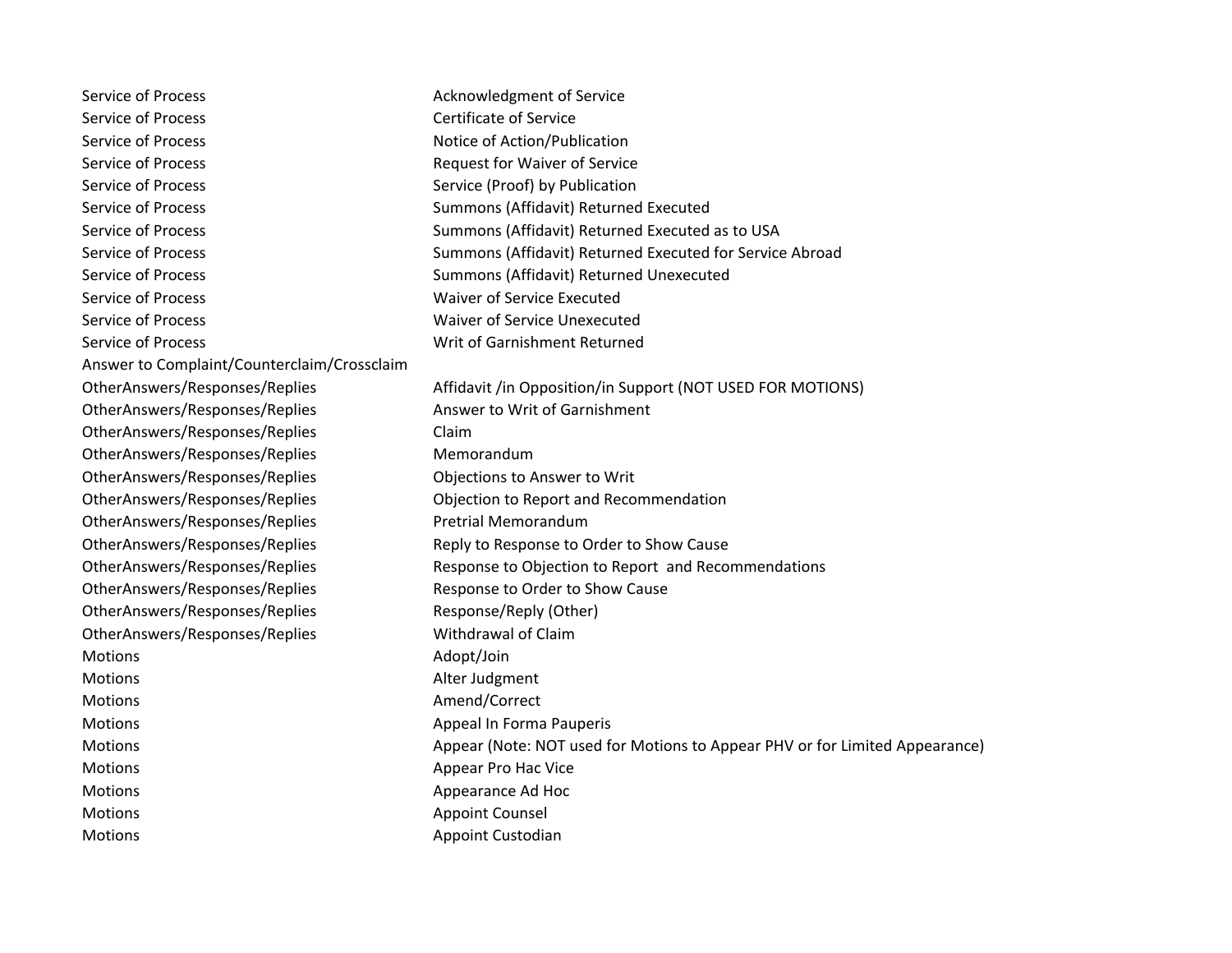| | |
|---|---|
| Service of Process | Acknowledgment of Service |
| Service of Process | Certificate of Service |
| Service of Process | Notice of Action/Publication |
| Service of Process | Request for Waiver of Service |
| Service of Process | Service (Proof) by Publication |
| Service of Process | Summons (Affidavit) Returned Executed |
| Service of Process | Summons (Affidavit) Returned Executed as to USA |
| Service of Process | Summons (Affidavit) Returned Executed for Service Abroad |
| Service of Process | Summons (Affidavit) Returned Unexecuted |
| Service of Process | Waiver of Service Executed |
| Service of Process | Waiver of Service Unexecuted |
| Service of Process | Writ of Garnishment Returned |
| Answer to Complaint/Counterclaim/Crossclaim | |
| OtherAnswers/Responses/Replies | Affidavit /in Opposition/in Support (NOT USED FOR MOTIONS) |
| OtherAnswers/Responses/Replies | Answer to Writ of Garnishment |
| OtherAnswers/Responses/Replies | Claim |
| OtherAnswers/Responses/Replies | Memorandum |
| OtherAnswers/Responses/Replies | Objections to Answer to Writ |
| OtherAnswers/Responses/Replies | Objection to Report and Recommendation |
| OtherAnswers/Responses/Replies | Pretrial Memorandum |
| OtherAnswers/Responses/Replies | Reply to Response to Order to Show Cause |
| OtherAnswers/Responses/Replies | Response to Objection to Report and Recommendations |
| OtherAnswers/Responses/Replies | Response to Order to Show Cause |
| OtherAnswers/Responses/Replies | Response/Reply (Other) |
| OtherAnswers/Responses/Replies | Withdrawal of Claim |
| Motions | Adopt/Join |
| Motions | Alter Judgment |
| Motions | Amend/Correct |
| Motions | Appeal In Forma Pauperis |
| Motions | Appear (Note: NOT used for Motions to Appear PHV or for Limited Appearance) |
| Motions | Appear Pro Hac Vice |
| Motions | Appearance Ad Hoc |
| Motions | Appoint Counsel |
| Motions | Appoint Custodian |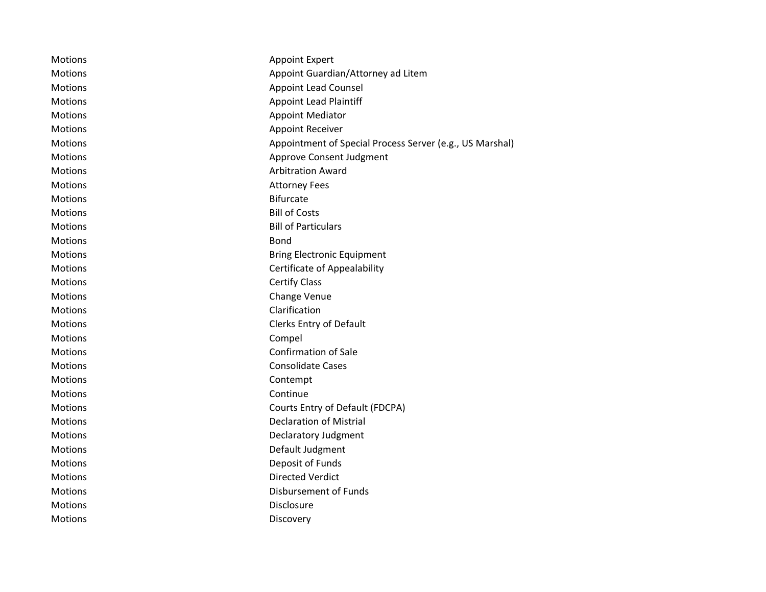| | |
|---|---|
| Motions | Appoint Expert |
| Motions | Appoint Guardian/Attorney ad Litem |
| Motions | Appoint Lead Counsel |
| Motions | Appoint Lead Plaintiff |
| Motions | Appoint Mediator |
| Motions | Appoint Receiver |
| Motions | Appointment of Special Process Server (e.g., US Marshal) |
| Motions | Approve Consent Judgment |
| Motions | Arbitration Award |
| Motions | Attorney Fees |
| Motions | Bifurcate |
| Motions | Bill of Costs |
| Motions | Bill of Particulars |
| Motions | Bond |
| Motions | Bring Electronic Equipment |
| Motions | Certificate of Appealability |
| Motions | Certify Class |
| Motions | Change Venue |
| Motions | Clarification |
| Motions | Clerks Entry of Default |
| Motions | Compel |
| Motions | Confirmation of Sale |
| Motions | Consolidate Cases |
| Motions | Contempt |
| Motions | Continue |
| Motions | Courts Entry of Default (FDCPA) |
| Motions | Declaration of Mistrial |
| Motions | Declaratory Judgment |
| Motions | Default Judgment |
| Motions | Deposit of Funds |
| Motions | Directed Verdict |
| Motions | Disbursement of Funds |
| Motions | Disclosure |
| Motions | Discovery |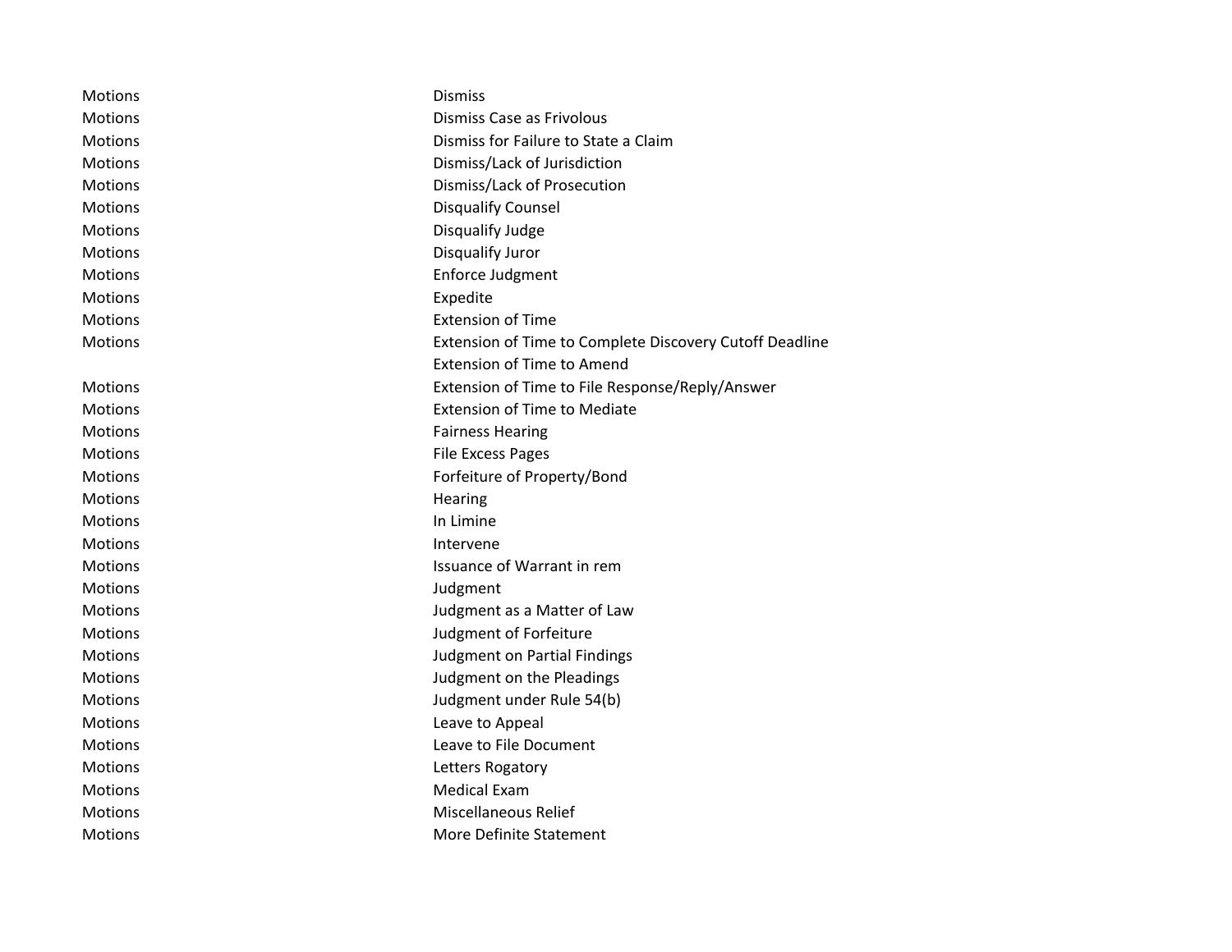| | |
|---|---|
| Motions | Dismiss |
| Motions | Dismiss Case as Frivolous |
| Motions | Dismiss for Failure to State a Claim |
| Motions | Dismiss/Lack of Jurisdiction |
| Motions | Dismiss/Lack of Prosecution |
| Motions | Disqualify Counsel |
| Motions | Disqualify Judge |
| Motions | Disqualify Juror |
| Motions | Enforce Judgment |
| Motions | Expedite |
| Motions | Extension of Time |
| Motions | Extension of Time to Complete Discovery Cutoff Deadline |
| | Extension of Time to Amend |
| Motions | Extension of Time to File Response/Reply/Answer |
| Motions | Extension of Time to Mediate |
| Motions | Fairness Hearing |
| Motions | File Excess Pages |
| Motions | Forfeiture of Property/Bond |
| Motions | Hearing |
| Motions | In Limine |
| Motions | Intervene |
| Motions | Issuance of Warrant in rem |
| Motions | Judgment |
| Motions | Judgment as a Matter of Law |
| Motions | Judgment of Forfeiture |
| Motions | Judgment on Partial Findings |
| Motions | Judgment on the Pleadings |
| Motions | Judgment under Rule 54(b) |
| Motions | Leave to Appeal |
| Motions | Leave to File Document |
| Motions | Letters Rogatory |
| Motions | Medical Exam |
| Motions | Miscellaneous Relief |
| Motions | More Definite Statement |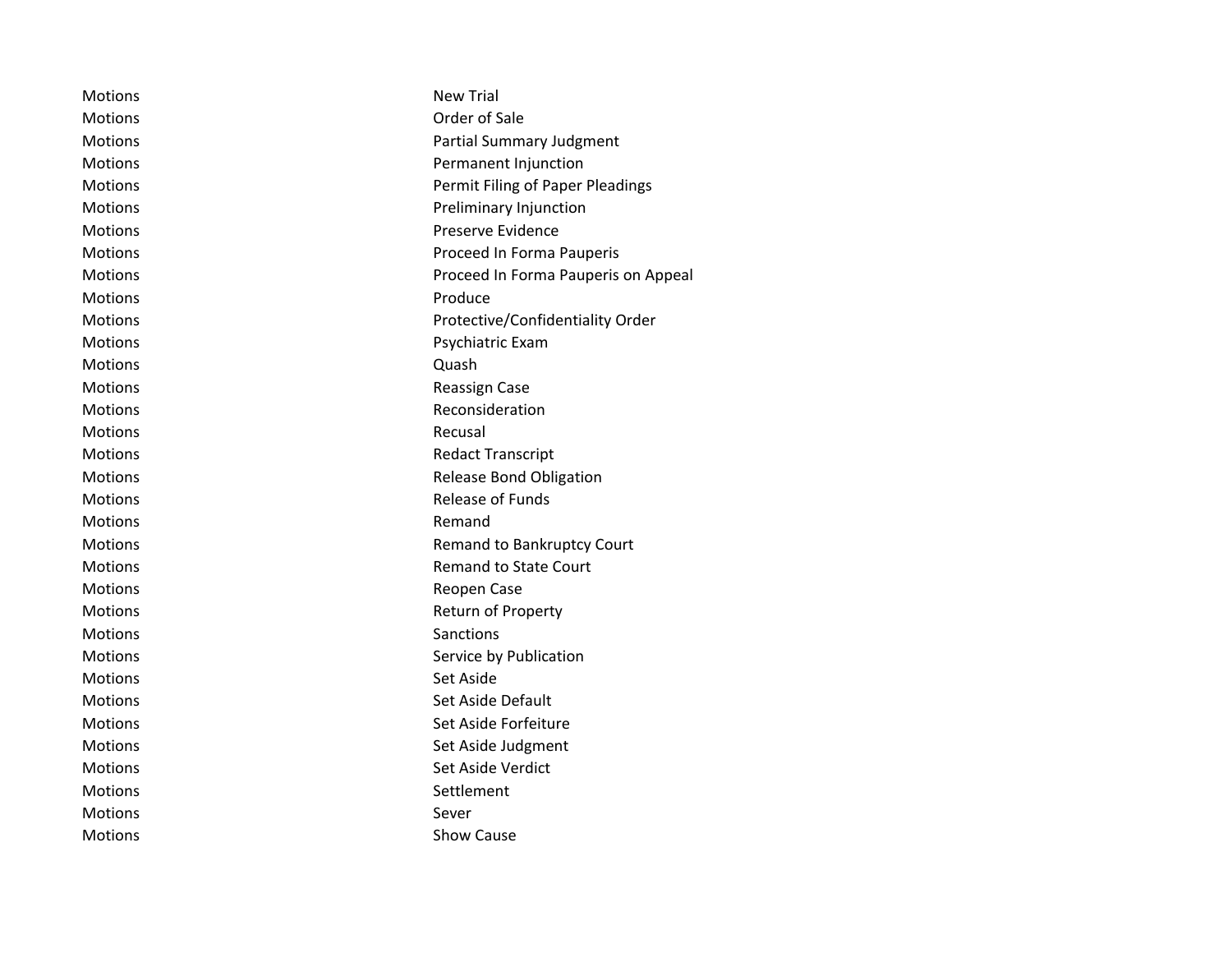| | |
|---|---|
| Motions | New Trial |
| Motions | Order of Sale |
| Motions | Partial Summary Judgment |
| Motions | Permanent Injunction |
| Motions | Permit Filing of Paper Pleadings |
| Motions | Preliminary Injunction |
| Motions | Preserve Evidence |
| Motions | Proceed In Forma Pauperis |
| Motions | Proceed In Forma Pauperis on Appeal |
| Motions | Produce |
| Motions | Protective/Confidentiality Order |
| Motions | Psychiatric Exam |
| Motions | Quash |
| Motions | Reassign Case |
| Motions | Reconsideration |
| Motions | Recusal |
| Motions | Redact Transcript |
| Motions | Release Bond Obligation |
| Motions | Release of Funds |
| Motions | Remand |
| Motions | Remand to Bankruptcy Court |
| Motions | Remand to State Court |
| Motions | Reopen Case |
| Motions | Return of Property |
| Motions | Sanctions |
| Motions | Service by Publication |
| Motions | Set Aside |
| Motions | Set Aside Default |
| Motions | Set Aside Forfeiture |
| Motions | Set Aside Judgment |
| Motions | Set Aside Verdict |
| Motions | Settlement |
| Motions | Sever |
| Motions | Show Cause |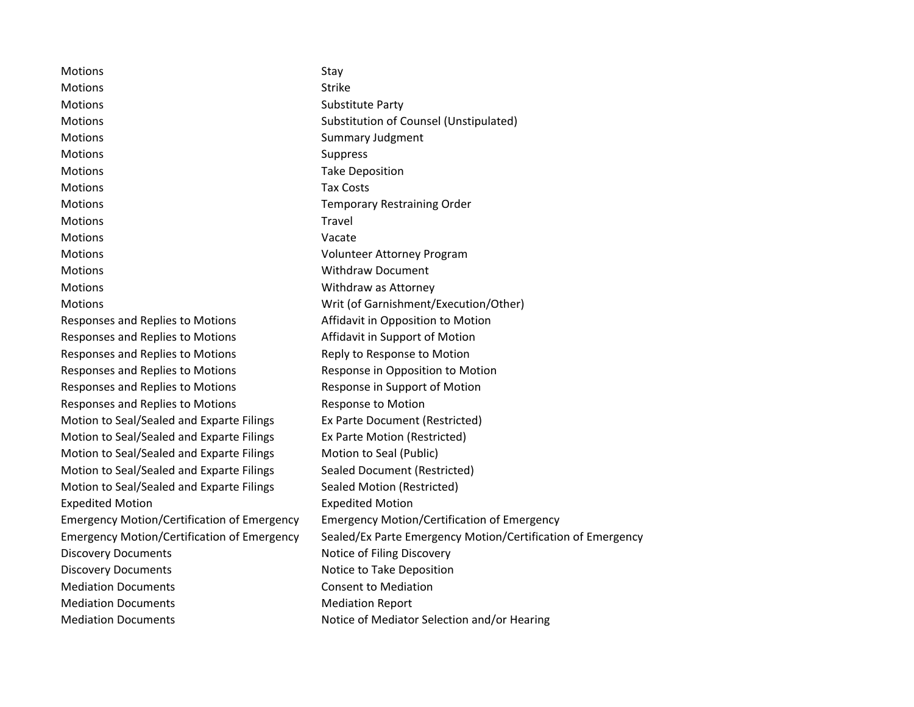| | |
|---|---|
| Motions | Stay |
| Motions | Strike |
| Motions | Substitute Party |
| Motions | Substitution of Counsel (Unstipulated) |
| Motions | Summary Judgment |
| Motions | Suppress |
| Motions | Take Deposition |
| Motions | Tax Costs |
| Motions | Temporary Restraining Order |
| Motions | Travel |
| Motions | Vacate |
| Motions | Volunteer Attorney Program |
| Motions | Withdraw Document |
| Motions | Withdraw as Attorney |
| Motions | Writ (of Garnishment/Execution/Other) |
| Responses and Replies to Motions | Affidavit in Opposition to Motion |
| Responses and Replies to Motions | Affidavit in Support of Motion |
| Responses and Replies to Motions | Reply to Response to Motion |
| Responses and Replies to Motions | Response in Opposition to Motion |
| Responses and Replies to Motions | Response in Support of Motion |
| Responses and Replies to Motions | Response to Motion |
| Motion to Seal/Sealed and Exparte Filings | Ex Parte Document (Restricted) |
| Motion to Seal/Sealed and Exparte Filings | Ex Parte Motion (Restricted) |
| Motion to Seal/Sealed and Exparte Filings | Motion to Seal (Public) |
| Motion to Seal/Sealed and Exparte Filings | Sealed Document (Restricted) |
| Motion to Seal/Sealed and Exparte Filings | Sealed Motion (Restricted) |
| Expedited Motion | Expedited Motion |
| Emergency Motion/Certification of Emergency | Emergency Motion/Certification of Emergency |
| Emergency Motion/Certification of Emergency | Sealed/Ex Parte Emergency Motion/Certification of Emergency |
| Discovery Documents | Notice of Filing Discovery |
| Discovery Documents | Notice to Take Deposition |
| Mediation Documents | Consent to Mediation |
| Mediation Documents | Mediation Report |
| Mediation Documents | Notice of Mediator Selection and/or Hearing |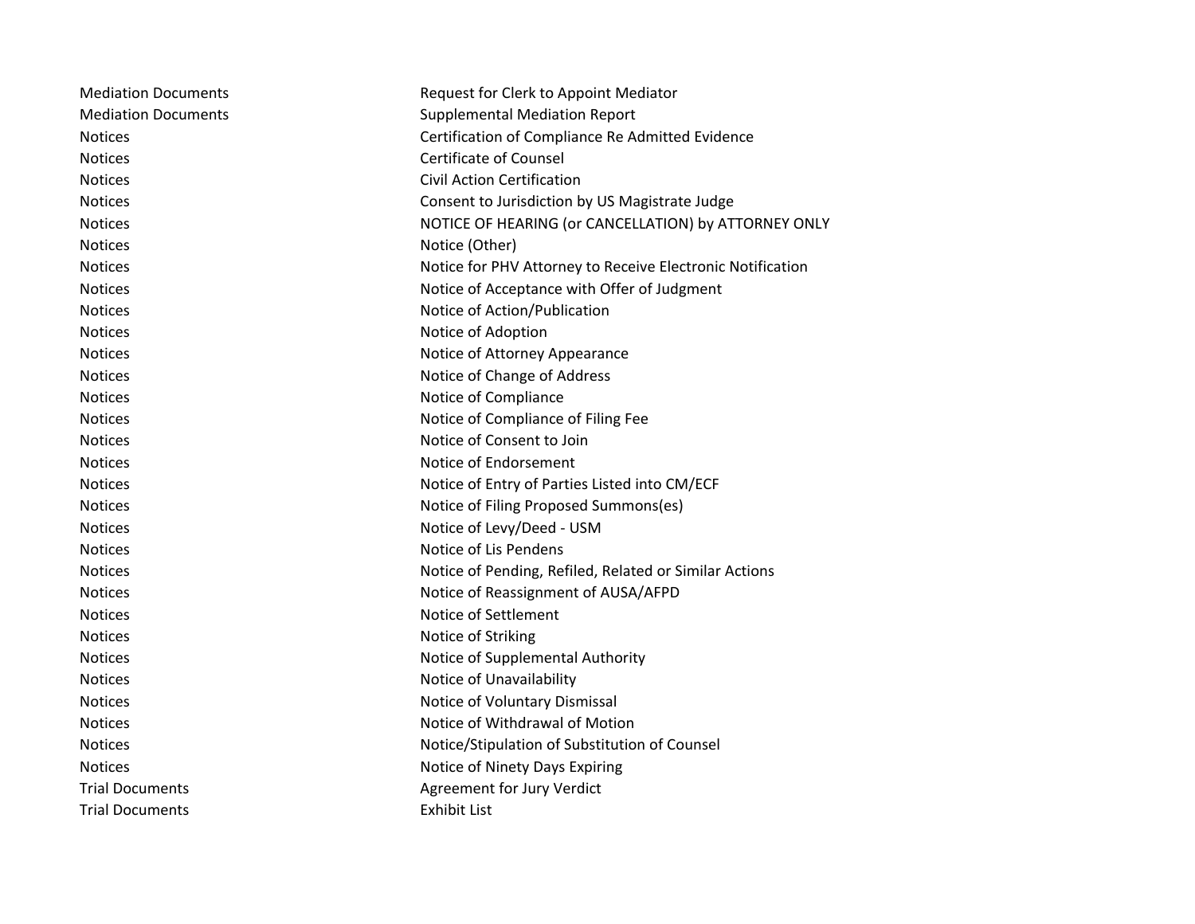| | |
|---|---|
| Mediation Documents | Request for Clerk to Appoint Mediator |
| Mediation Documents | Supplemental Mediation Report |
| Notices | Certification of Compliance Re Admitted Evidence |
| Notices | Certificate of Counsel |
| Notices | Civil Action Certification |
| Notices | Consent to Jurisdiction by US Magistrate Judge |
| Notices | NOTICE OF HEARING (or CANCELLATION) by ATTORNEY ONLY |
| Notices | Notice (Other) |
| Notices | Notice for PHV Attorney to Receive Electronic Notification |
| Notices | Notice of Acceptance with Offer of Judgment |
| Notices | Notice of Action/Publication |
| Notices | Notice of Adoption |
| Notices | Notice of Attorney Appearance |
| Notices | Notice of Change of Address |
| Notices | Notice of Compliance |
| Notices | Notice of Compliance of Filing Fee |
| Notices | Notice of Consent to Join |
| Notices | Notice of Endorsement |
| Notices | Notice of Entry of Parties Listed into CM/ECF |
| Notices | Notice of Filing Proposed Summons(es) |
| Notices | Notice of Levy/Deed - USM |
| Notices | Notice of Lis Pendens |
| Notices | Notice of Pending, Refiled, Related or Similar Actions |
| Notices | Notice of Reassignment of AUSA/AFPD |
| Notices | Notice of Settlement |
| Notices | Notice of Striking |
| Notices | Notice of Supplemental Authority |
| Notices | Notice of Unavailability |
| Notices | Notice of Voluntary Dismissal |
| Notices | Notice of Withdrawal of Motion |
| Notices | Notice/Stipulation of Substitution of Counsel |
| Notices | Notice of Ninety Days Expiring |
| Trial Documents | Agreement for Jury Verdict |
| Trial Documents | Exhibit List |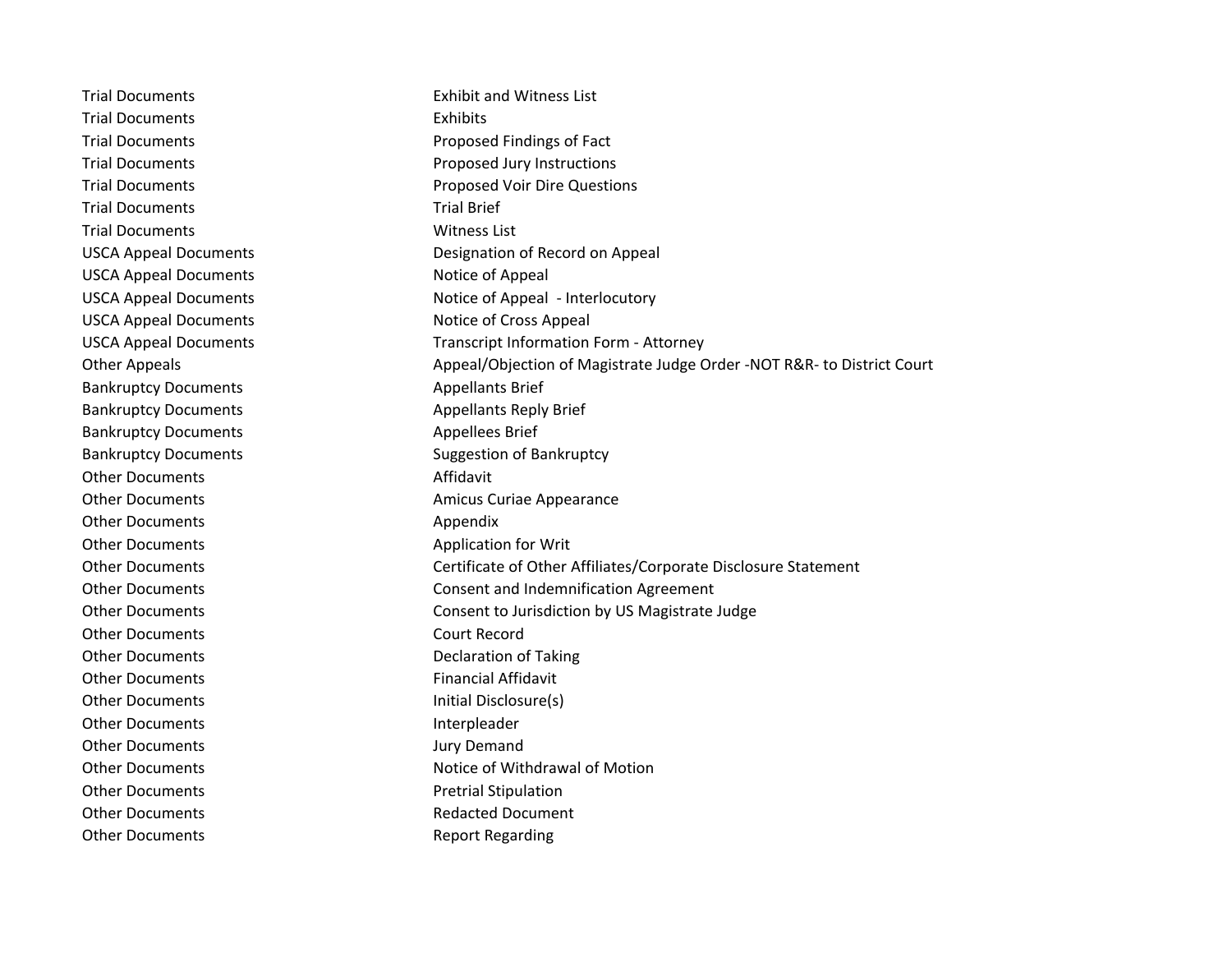| | |
|---|---|
| Trial Documents | Exhibit and Witness List |
| Trial Documents | Exhibits |
| Trial Documents | Proposed Findings of Fact |
| Trial Documents | Proposed Jury Instructions |
| Trial Documents | Proposed Voir Dire Questions |
| Trial Documents | Trial Brief |
| Trial Documents | Witness List |
| USCA Appeal Documents | Designation of Record on Appeal |
| USCA Appeal Documents | Notice of Appeal |
| USCA Appeal Documents | Notice of Appeal - Interlocutory |
| USCA Appeal Documents | Notice of Cross Appeal |
| USCA Appeal Documents | Transcript Information Form - Attorney |
| Other Appeals | Appeal/Objection of Magistrate Judge Order -NOT R&R- to District Court |
| Bankruptcy Documents | Appellants Brief |
| Bankruptcy Documents | Appellants Reply Brief |
| Bankruptcy Documents | Appellees Brief |
| Bankruptcy Documents | Suggestion of Bankruptcy |
| Other Documents | Affidavit |
| Other Documents | Amicus Curiae Appearance |
| Other Documents | Appendix |
| Other Documents | Application for Writ |
| Other Documents | Certificate of Other Affiliates/Corporate Disclosure Statement |
| Other Documents | Consent and Indemnification Agreement |
| Other Documents | Consent to Jurisdiction by US Magistrate Judge |
| Other Documents | Court Record |
| Other Documents | Declaration of Taking |
| Other Documents | Financial Affidavit |
| Other Documents | Initial Disclosure(s) |
| Other Documents | Interpleader |
| Other Documents | Jury Demand |
| Other Documents | Notice of Withdrawal of Motion |
| Other Documents | Pretrial Stipulation |
| Other Documents | Redacted Document |
| Other Documents | Report Regarding |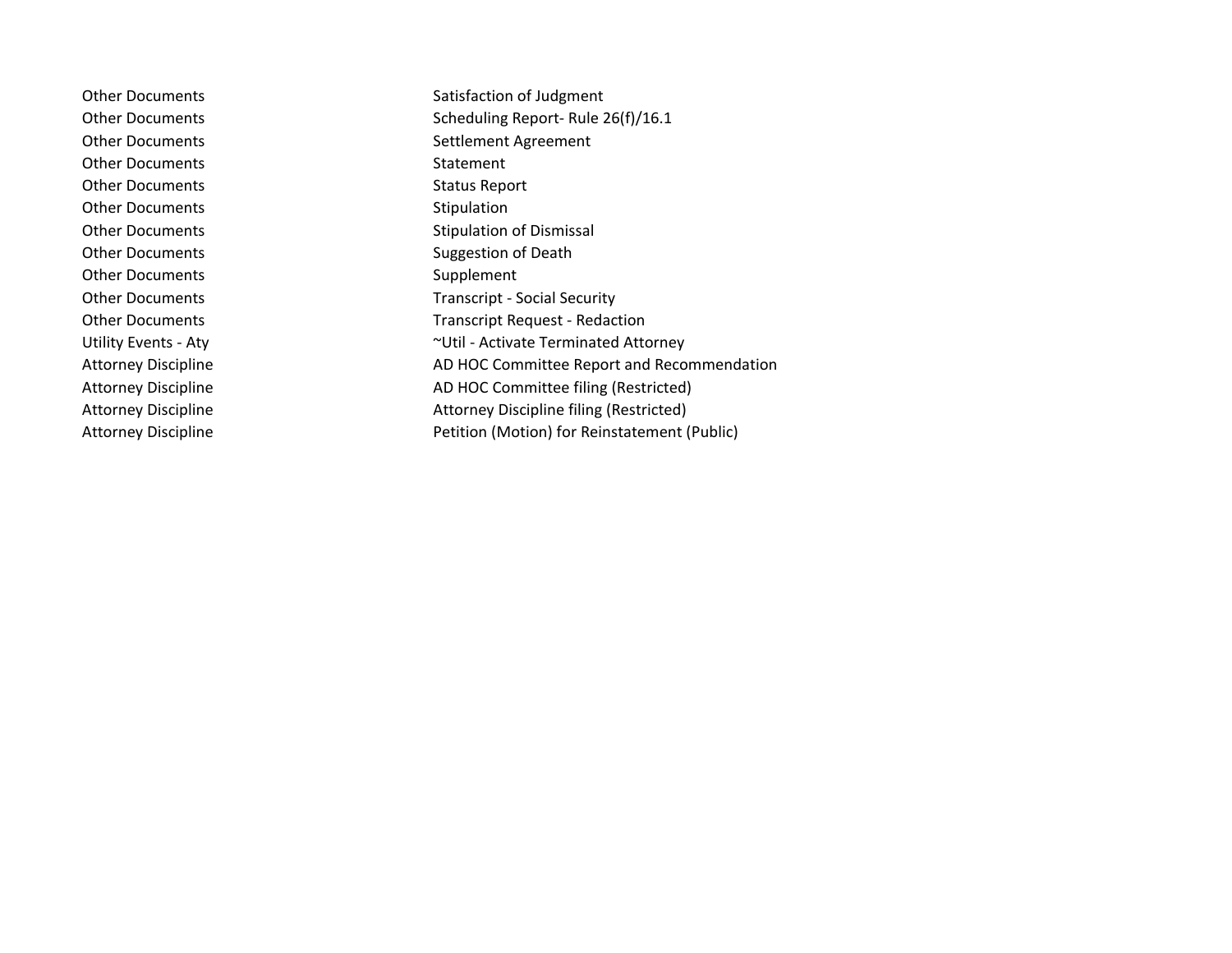| | |
|---|---|
| Other Documents | Satisfaction of Judgment |
| Other Documents | Scheduling Report- Rule 26(f)/16.1 |
| Other Documents | Settlement Agreement |
| Other Documents | Statement |
| Other Documents | Status Report |
| Other Documents | Stipulation |
| Other Documents | Stipulation of Dismissal |
| Other Documents | Suggestion of Death |
| Other Documents | Supplement |
| Other Documents | Transcript - Social Security |
| Other Documents | Transcript Request - Redaction |
| Utility Events - Aty | ~Util - Activate Terminated Attorney |
| Attorney Discipline | AD HOC Committee Report and Recommendation |
| Attorney Discipline | AD HOC Committee filing (Restricted) |
| Attorney Discipline | Attorney Discipline filing (Restricted) |
| Attorney Discipline | Petition (Motion) for Reinstatement (Public) |